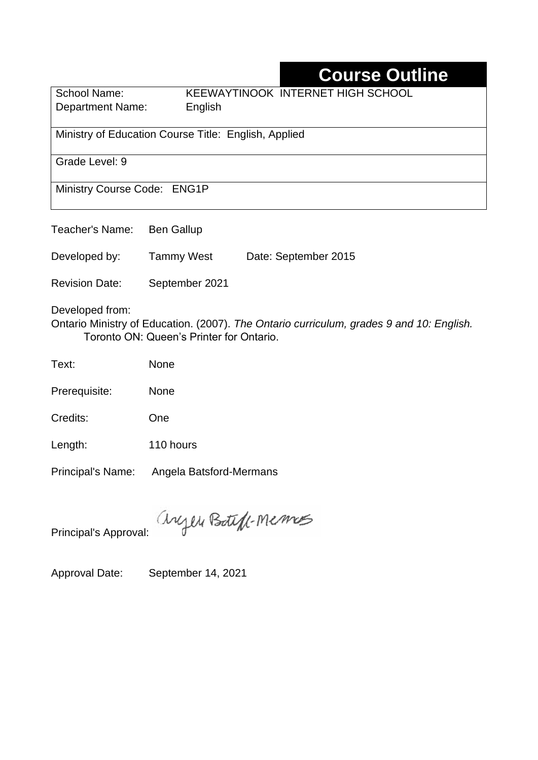# Course Outline

| | |
|---|---|
| School Name: | KEEWAYTINOOK INTERNET HIGH SCHOOL |
| Department Name: | English |
| Ministry of Education Course Title: English, Applied | |
| Grade Level: 9 | |
| Ministry Course Code: ENG1P | |

Teacher's Name: Ben Gallup

Developed by: Tammy West Date: September 2015

Revision Date: September 2021

Developed from:
Ontario Ministry of Education. (2007). *The Ontario curriculum, grades 9 and 10: English.* Toronto ON: Queen's Printer for Ontario.

Text: None

Prerequisite: None

Credits: One

Length: 110 hours

Principal's Name: Angela Batsford-Mermans

Principal's Approval: Angela Batsford-Mermans

Approval Date: September 14, 2021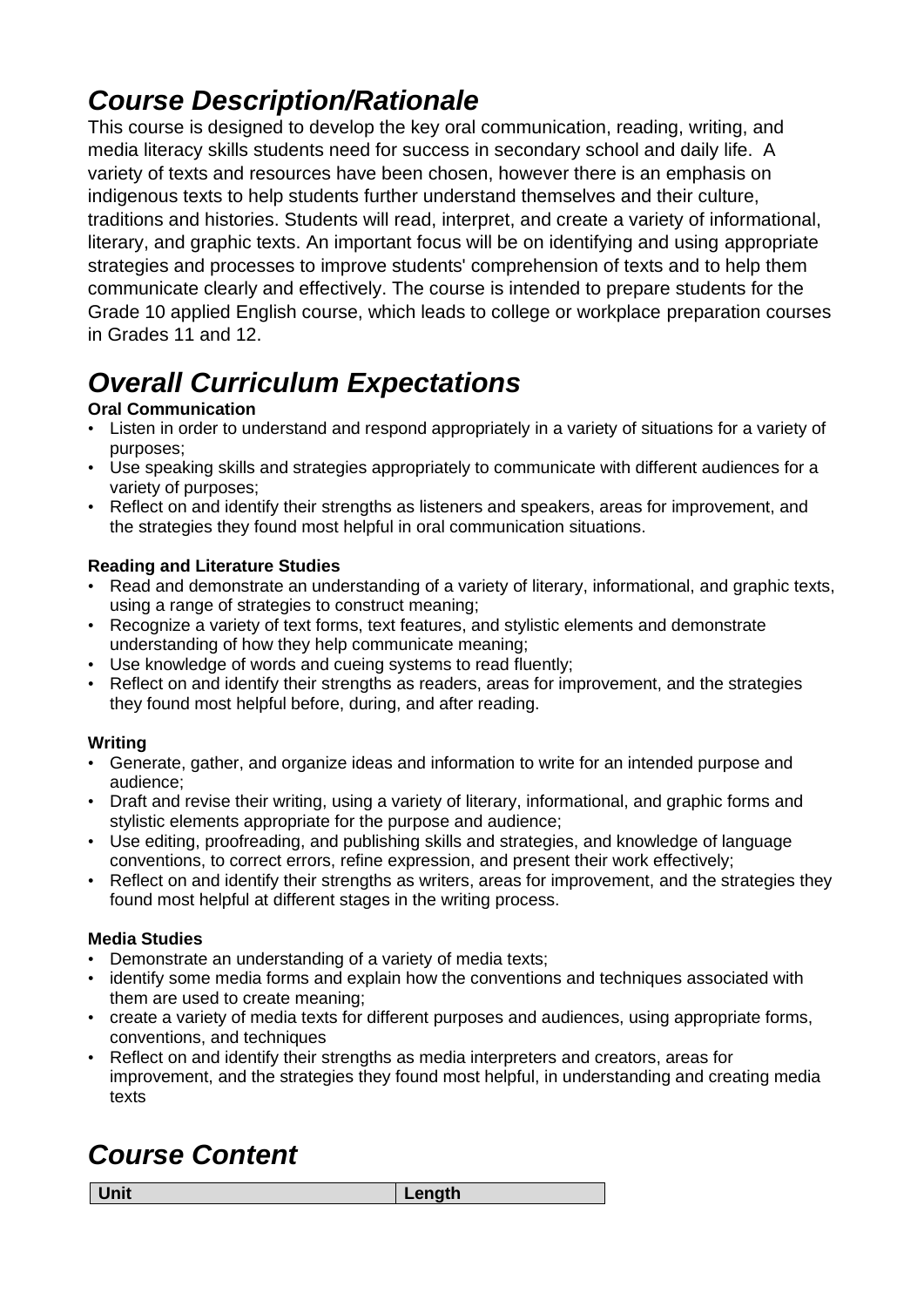## ***Course Description/Rationale***

This course is designed to develop the key oral communication, reading, writing, and media literacy skills students need for success in secondary school and daily life. A variety of texts and resources have been chosen, however there is an emphasis on indigenous texts to help students further understand themselves and their culture, traditions and histories. Students will read, interpret, and create a variety of informational, literary, and graphic texts. An important focus will be on identifying and using appropriate strategies and processes to improve students' comprehension of texts and to help them communicate clearly and effectively. The course is intended to prepare students for the Grade 10 applied English course, which leads to college or workplace preparation courses in Grades 11 and 12.

## ***Overall Curriculum Expectations***

**Oral Communication**

- Listen in order to understand and respond appropriately in a variety of situations for a variety of purposes;
- Use speaking skills and strategies appropriately to communicate with different audiences for a variety of purposes;
- Reflect on and identify their strengths as listeners and speakers, areas for improvement, and the strategies they found most helpful in oral communication situations.

**Reading and Literature Studies**

- Read and demonstrate an understanding of a variety of literary, informational, and graphic texts, using a range of strategies to construct meaning;
- Recognize a variety of text forms, text features, and stylistic elements and demonstrate understanding of how they help communicate meaning;
- Use knowledge of words and cueing systems to read fluently;
- Reflect on and identify their strengths as readers, areas for improvement, and the strategies they found most helpful before, during, and after reading.

**Writing**

- Generate, gather, and organize ideas and information to write for an intended purpose and audience;
- Draft and revise their writing, using a variety of literary, informational, and graphic forms and stylistic elements appropriate for the purpose and audience;
- Use editing, proofreading, and publishing skills and strategies, and knowledge of language conventions, to correct errors, refine expression, and present their work effectively;
- Reflect on and identify their strengths as writers, areas for improvement, and the strategies they found most helpful at different stages in the writing process.

**Media Studies**

- Demonstrate an understanding of a variety of media texts;
- identify some media forms and explain how the conventions and techniques associated with them are used to create meaning;
- create a variety of media texts for different purposes and audiences, using appropriate forms, conventions, and techniques
- Reflect on and identify their strengths as media interpreters and creators, areas for improvement, and the strategies they found most helpful, in understanding and creating media texts

## ***Course Content***

| Unit | Length |
| --- | --- |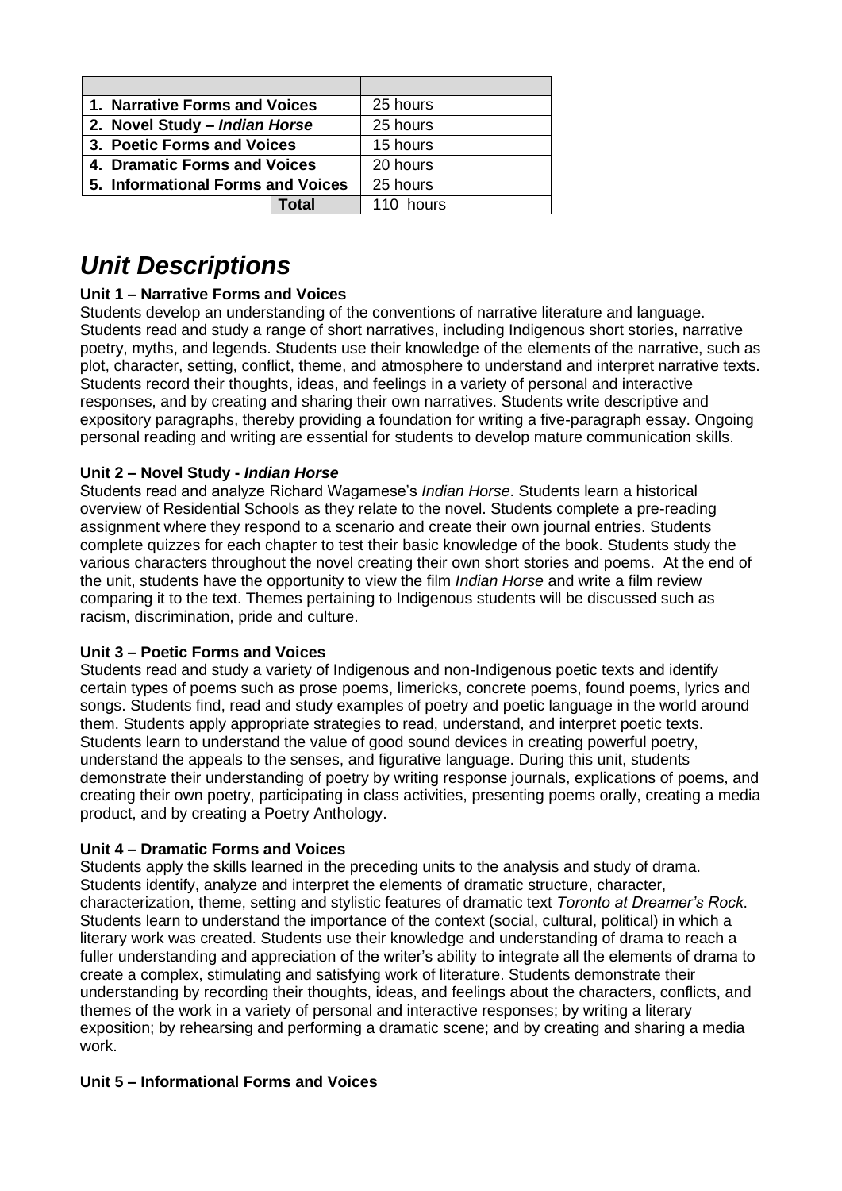| | |
|---|---|
| **1. Narrative Forms and Voices** | 25 hours |
| **2. Novel Study – *Indian Horse*** | 25 hours |
| **3. Poetic Forms and Voices** | 15 hours |
| **4. Dramatic Forms and Voices** | 20 hours |
| **5. Informational Forms and Voices** | 25 hours |
| **Total** | 110 hours |

# *Unit Descriptions*

**Unit 1 – Narrative Forms and Voices**
Students develop an understanding of the conventions of narrative literature and language. Students read and study a range of short narratives, including Indigenous short stories, narrative poetry, myths, and legends. Students use their knowledge of the elements of the narrative, such as plot, character, setting, conflict, theme, and atmosphere to understand and interpret narrative texts. Students record their thoughts, ideas, and feelings in a variety of personal and interactive responses, and by creating and sharing their own narratives. Students write descriptive and expository paragraphs, thereby providing a foundation for writing a five-paragraph essay. Ongoing personal reading and writing are essential for students to develop mature communication skills.

**Unit 2 – Novel Study - *Indian Horse***
Students read and analyze Richard Wagamese's *Indian Horse*. Students learn a historical overview of Residential Schools as they relate to the novel. Students complete a pre-reading assignment where they respond to a scenario and create their own journal entries. Students complete quizzes for each chapter to test their basic knowledge of the book. Students study the various characters throughout the novel creating their own short stories and poems. At the end of the unit, students have the opportunity to view the film *Indian Horse* and write a film review comparing it to the text. Themes pertaining to Indigenous students will be discussed such as racism, discrimination, pride and culture.

**Unit 3 – Poetic Forms and Voices**
Students read and study a variety of Indigenous and non-Indigenous poetic texts and identify certain types of poems such as prose poems, limericks, concrete poems, found poems, lyrics and songs. Students find, read and study examples of poetry and poetic language in the world around them. Students apply appropriate strategies to read, understand, and interpret poetic texts. Students learn to understand the value of good sound devices in creating powerful poetry, understand the appeals to the senses, and figurative language. During this unit, students demonstrate their understanding of poetry by writing response journals, explications of poems, and creating their own poetry, participating in class activities, presenting poems orally, creating a media product, and by creating a Poetry Anthology.

**Unit 4 – Dramatic Forms and Voices**
Students apply the skills learned in the preceding units to the analysis and study of drama. Students identify, analyze and interpret the elements of dramatic structure, character, characterization, theme, setting and stylistic features of dramatic text *Toronto at Dreamer's Rock*. Students learn to understand the importance of the context (social, cultural, political) in which a literary work was created. Students use their knowledge and understanding of drama to reach a fuller understanding and appreciation of the writer's ability to integrate all the elements of drama to create a complex, stimulating and satisfying work of literature. Students demonstrate their understanding by recording their thoughts, ideas, and feelings about the characters, conflicts, and themes of the work in a variety of personal and interactive responses; by writing a literary exposition; by rehearsing and performing a dramatic scene; and by creating and sharing a media work.

**Unit 5 – Informational Forms and Voices**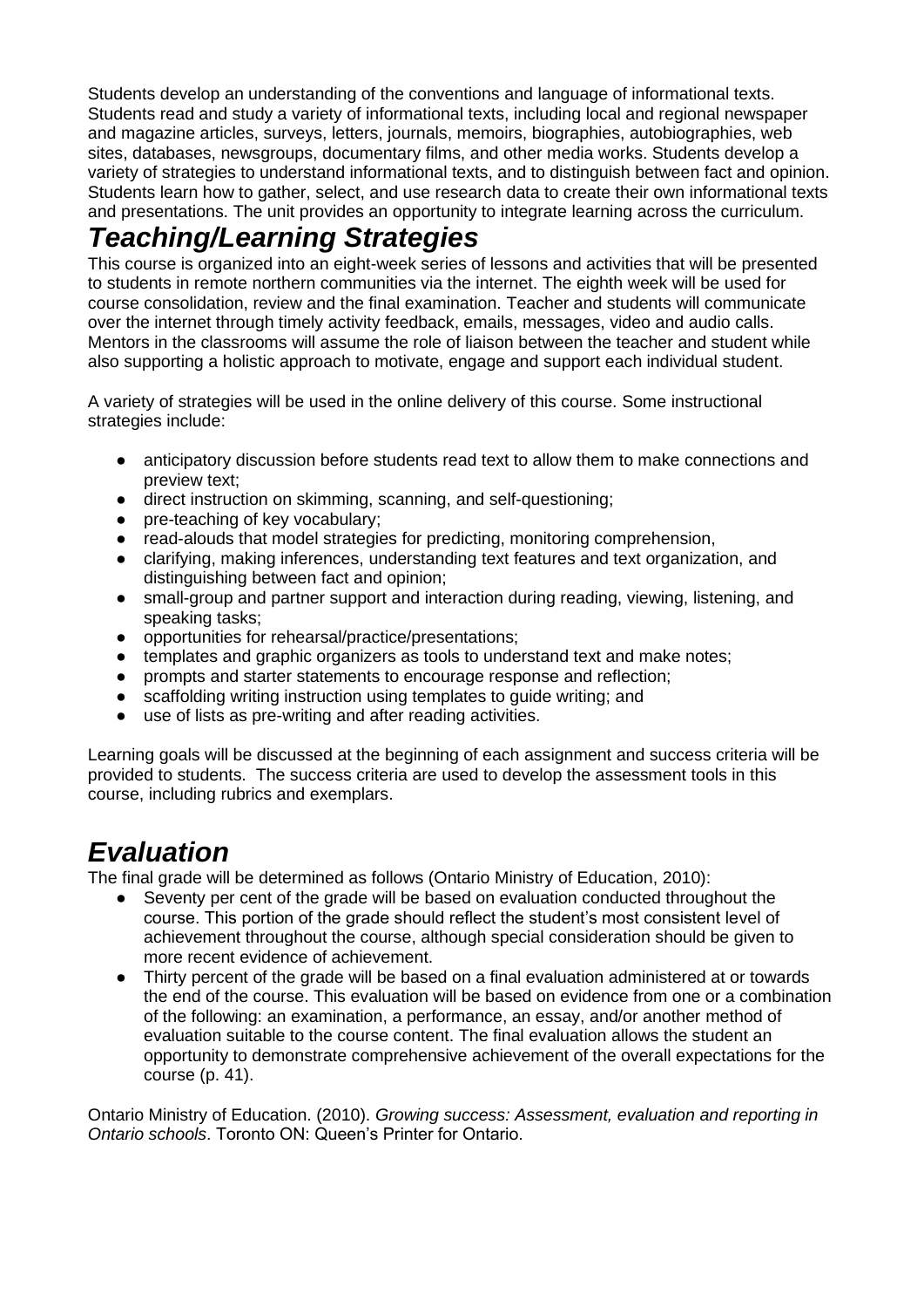Students develop an understanding of the conventions and language of informational texts. Students read and study a variety of informational texts, including local and regional newspaper and magazine articles, surveys, letters, journals, memoirs, biographies, autobiographies, web sites, databases, newsgroups, documentary films, and other media works. Students develop a variety of strategies to understand informational texts, and to distinguish between fact and opinion. Students learn how to gather, select, and use research data to create their own informational texts and presentations. The unit provides an opportunity to integrate learning across the curriculum.

## *Teaching/Learning Strategies*

This course is organized into an eight-week series of lessons and activities that will be presented to students in remote northern communities via the internet. The eighth week will be used for course consolidation, review and the final examination. Teacher and students will communicate over the internet through timely activity feedback, emails, messages, video and audio calls. Mentors in the classrooms will assume the role of liaison between the teacher and student while also supporting a holistic approach to motivate, engage and support each individual student.

A variety of strategies will be used in the online delivery of this course. Some instructional strategies include:

- anticipatory discussion before students read text to allow them to make connections and preview text;
- direct instruction on skimming, scanning, and self-questioning;
- pre-teaching of key vocabulary;
- read-alouds that model strategies for predicting, monitoring comprehension,
- clarifying, making inferences, understanding text features and text organization, and distinguishing between fact and opinion;
- small-group and partner support and interaction during reading, viewing, listening, and speaking tasks;
- opportunities for rehearsal/practice/presentations;
- templates and graphic organizers as tools to understand text and make notes;
- prompts and starter statements to encourage response and reflection;
- scaffolding writing instruction using templates to guide writing; and
- use of lists as pre-writing and after reading activities.

Learning goals will be discussed at the beginning of each assignment and success criteria will be provided to students. The success criteria are used to develop the assessment tools in this course, including rubrics and exemplars.

## *Evaluation*

The final grade will be determined as follows (Ontario Ministry of Education, 2010):

- Seventy per cent of the grade will be based on evaluation conducted throughout the course. This portion of the grade should reflect the student's most consistent level of achievement throughout the course, although special consideration should be given to more recent evidence of achievement.
- Thirty percent of the grade will be based on a final evaluation administered at or towards the end of the course. This evaluation will be based on evidence from one or a combination of the following: an examination, a performance, an essay, and/or another method of evaluation suitable to the course content. The final evaluation allows the student an opportunity to demonstrate comprehensive achievement of the overall expectations for the course (p. 41).

Ontario Ministry of Education. (2010). *Growing success: Assessment, evaluation and reporting in Ontario schools*. Toronto ON: Queen's Printer for Ontario.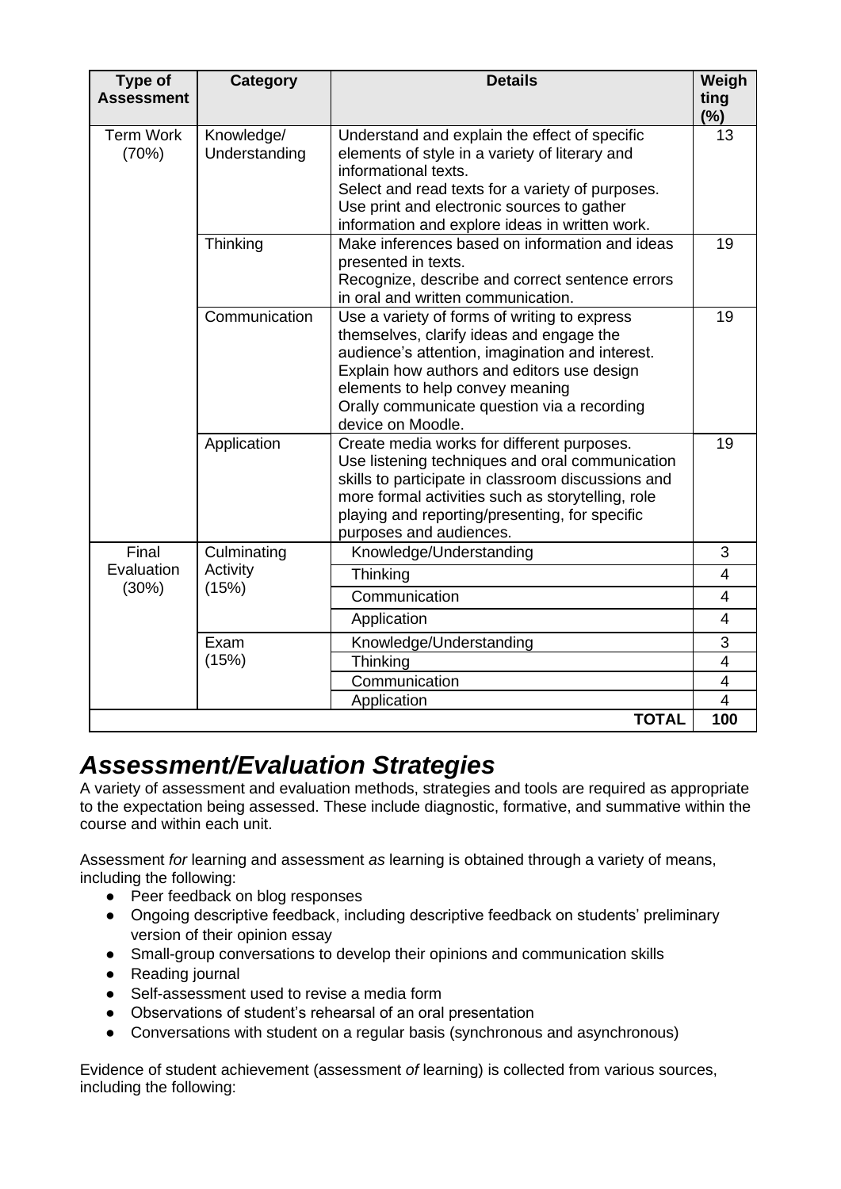| Type of Assessment | Category | Details | Weighting (%) |
| --- | --- | --- | --- |
| Term Work (70%) | Knowledge/ Understanding | Understand and explain the effect of specific elements of style in a variety of literary and informational texts. Select and read texts for a variety of purposes. Use print and electronic sources to gather information and explore ideas in written work. | 13 |
| | Thinking | Make inferences based on information and ideas presented in texts. Recognize, describe and correct sentence errors in oral and written communication. | 19 |
| | Communication | Use a variety of forms of writing to express themselves, clarify ideas and engage the audience's attention, imagination and interest. Explain how authors and editors use design elements to help convey meaning Orally communicate question via a recording device on Moodle. | 19 |
| | Application | Create media works for different purposes. Use listening techniques and oral communication skills to participate in classroom discussions and more formal activities such as storytelling, role playing and reporting/presenting, for specific purposes and audiences. | 19 |
| Final Evaluation (30%) | Culminating Activity (15%) | Knowledge/Understanding | 3 |
| | | Thinking | 4 |
| | | Communication | 4 |
| | | Application | 4 |
| | Exam (15%) | Knowledge/Understanding | 3 |
| | | Thinking | 4 |
| | | Communication | 4 |
| | | Application | 4 |
| | | **TOTAL** | **100** |

## *Assessment/Evaluation Strategies*

A variety of assessment and evaluation methods, strategies and tools are required as appropriate to the expectation being assessed. These include diagnostic, formative, and summative within the course and within each unit.

Assessment *for* learning and assessment *as* learning is obtained through a variety of means, including the following:

- Peer feedback on blog responses
- Ongoing descriptive feedback, including descriptive feedback on students' preliminary version of their opinion essay
- Small-group conversations to develop their opinions and communication skills
- Reading journal
- Self-assessment used to revise a media form
- Observations of student's rehearsal of an oral presentation
- Conversations with student on a regular basis (synchronous and asynchronous)

Evidence of student achievement (assessment *of* learning) is collected from various sources, including the following: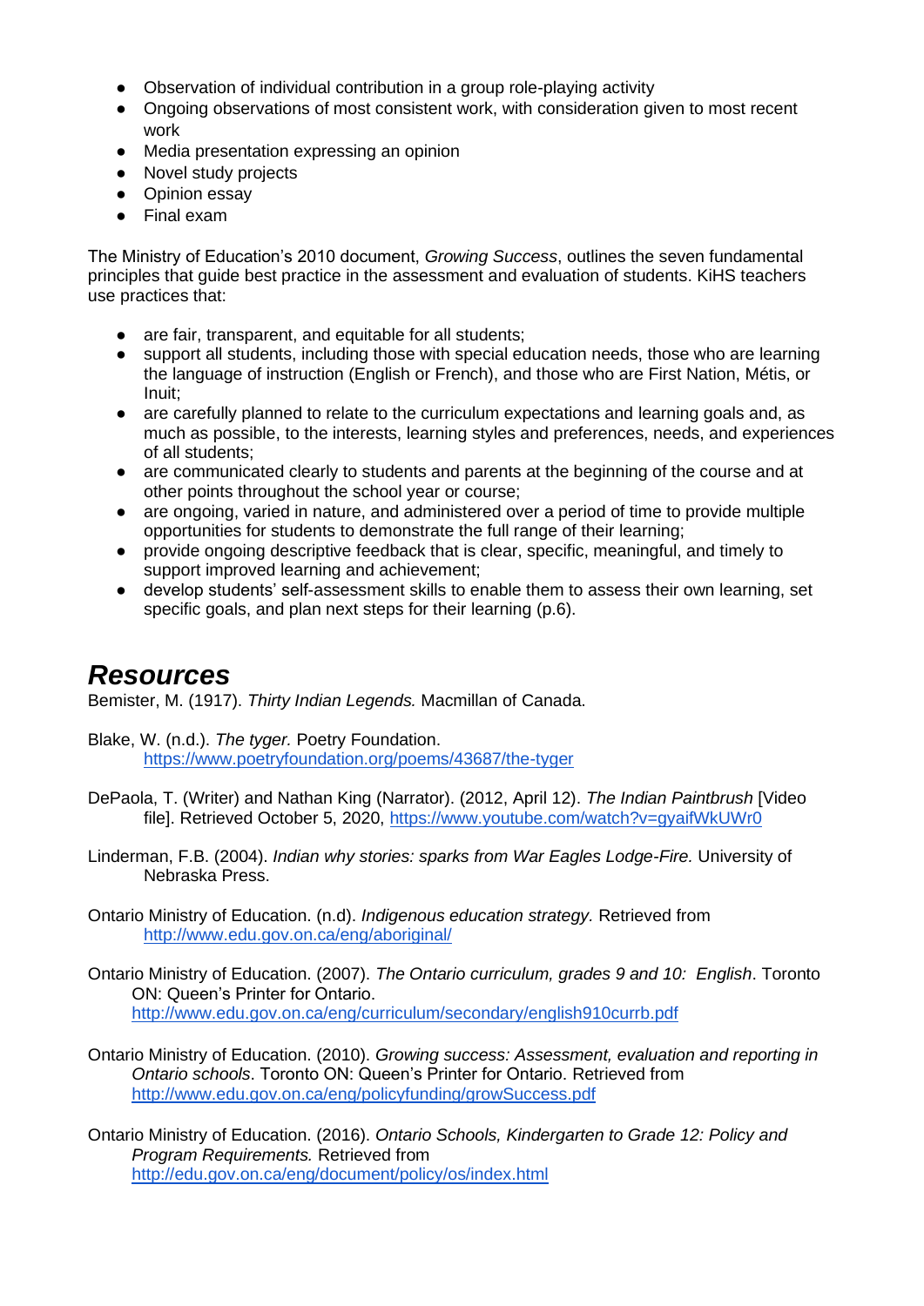- Observation of individual contribution in a group role-playing activity
- Ongoing observations of most consistent work, with consideration given to most recent work
- Media presentation expressing an opinion
- Novel study projects
- Opinion essay
- Final exam

The Ministry of Education's 2010 document, *Growing Success*, outlines the seven fundamental principles that guide best practice in the assessment and evaluation of students. KiHS teachers use practices that:

- are fair, transparent, and equitable for all students;
- support all students, including those with special education needs, those who are learning the language of instruction (English or French), and those who are First Nation, Métis, or Inuit;
- are carefully planned to relate to the curriculum expectations and learning goals and, as much as possible, to the interests, learning styles and preferences, needs, and experiences of all students;
- are communicated clearly to students and parents at the beginning of the course and at other points throughout the school year or course;
- are ongoing, varied in nature, and administered over a period of time to provide multiple opportunities for students to demonstrate the full range of their learning;
- provide ongoing descriptive feedback that is clear, specific, meaningful, and timely to support improved learning and achievement;
- develop students' self-assessment skills to enable them to assess their own learning, set specific goals, and plan next steps for their learning (p.6).

# ***Resources***

Bemister, M. (1917). *Thirty Indian Legends.* Macmillan of Canada.

Blake, W. (n.d.). *The tyger.* Poetry Foundation. https://www.poetryfoundation.org/poems/43687/the-tyger

DePaola, T. (Writer) and Nathan King (Narrator). (2012, April 12). *The Indian Paintbrush* [Video file]. Retrieved October 5, 2020, https://www.youtube.com/watch?v=gyaifWkUWr0

Linderman, F.B. (2004). *Indian why stories: sparks from War Eagles Lodge-Fire.* University of Nebraska Press.

Ontario Ministry of Education. (n.d). *Indigenous education strategy.* Retrieved from http://www.edu.gov.on.ca/eng/aboriginal/

Ontario Ministry of Education. (2007). *The Ontario curriculum, grades 9 and 10: English*. Toronto ON: Queen's Printer for Ontario. http://www.edu.gov.on.ca/eng/curriculum/secondary/english910currb.pdf

Ontario Ministry of Education. (2010). *Growing success: Assessment, evaluation and reporting in Ontario schools*. Toronto ON: Queen's Printer for Ontario. Retrieved from http://www.edu.gov.on.ca/eng/policyfunding/growSuccess.pdf

Ontario Ministry of Education. (2016). *Ontario Schools, Kindergarten to Grade 12: Policy and Program Requirements.* Retrieved from http://edu.gov.on.ca/eng/document/policy/os/index.html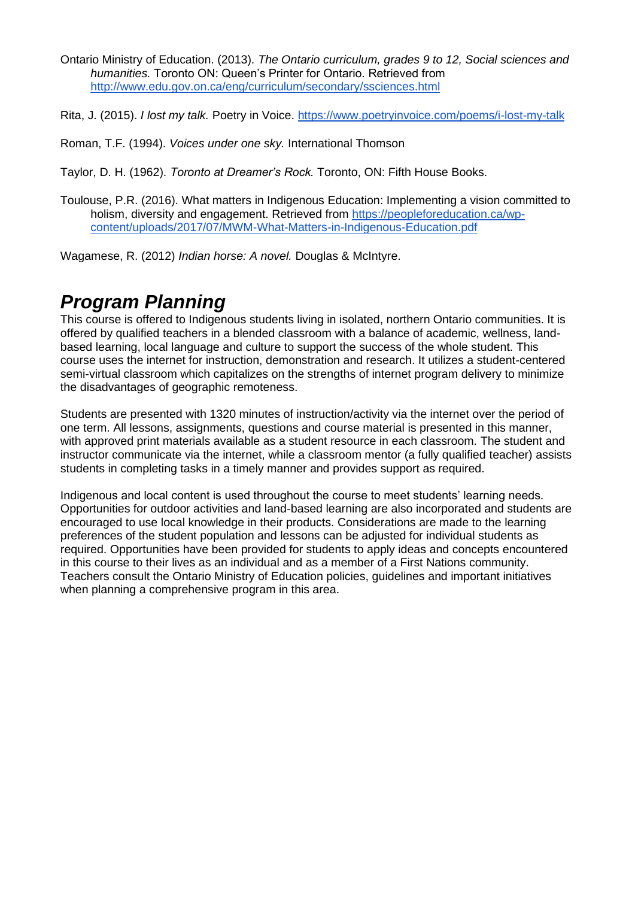Ontario Ministry of Education. (2013). *The Ontario curriculum, grades 9 to 12, Social sciences and humanities.* Toronto ON: Queen's Printer for Ontario. Retrieved from http://www.edu.gov.on.ca/eng/curriculum/secondary/ssciences.html

Rita, J. (2015). *I lost my talk.* Poetry in Voice. https://www.poetryinvoice.com/poems/i-lost-my-talk

Roman, T.F. (1994). *Voices under one sky.* International Thomson

Taylor, D. H. (1962). *Toronto at Dreamer's Rock.* Toronto, ON: Fifth House Books.

Toulouse, P.R. (2016). What matters in Indigenous Education: Implementing a vision committed to holism, diversity and engagement. Retrieved from https://peopleforeducation.ca/wp-content/uploads/2017/07/MWM-What-Matters-in-Indigenous-Education.pdf

Wagamese, R. (2012) *Indian horse: A novel.* Douglas & McIntyre.

# *Program Planning*

This course is offered to Indigenous students living in isolated, northern Ontario communities. It is offered by qualified teachers in a blended classroom with a balance of academic, wellness, land-based learning, local language and culture to support the success of the whole student. This course uses the internet for instruction, demonstration and research. It utilizes a student-centered semi-virtual classroom which capitalizes on the strengths of internet program delivery to minimize the disadvantages of geographic remoteness.

Students are presented with 1320 minutes of instruction/activity via the internet over the period of one term. All lessons, assignments, questions and course material is presented in this manner, with approved print materials available as a student resource in each classroom. The student and instructor communicate via the internet, while a classroom mentor (a fully qualified teacher) assists students in completing tasks in a timely manner and provides support as required.

Indigenous and local content is used throughout the course to meet students' learning needs. Opportunities for outdoor activities and land-based learning are also incorporated and students are encouraged to use local knowledge in their products. Considerations are made to the learning preferences of the student population and lessons can be adjusted for individual students as required. Opportunities have been provided for students to apply ideas and concepts encountered in this course to their lives as an individual and as a member of a First Nations community. Teachers consult the Ontario Ministry of Education policies, guidelines and important initiatives when planning a comprehensive program in this area.